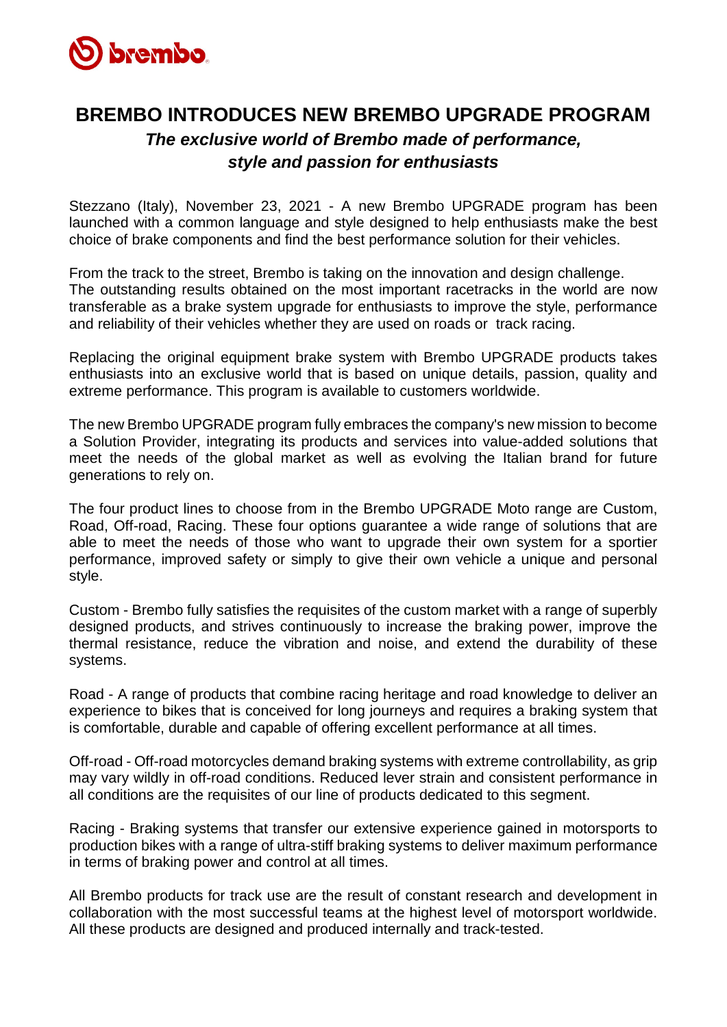# BREMBO INTRODUCES NEW BREMBO UPGRADE PROGRAM

### *The exclusive world of Brembo made of performance, style and passion for enthusiasts*

Stezzano (Italy), November 23, 2021 - A new Brembo UPGRADE program has been launched with a common language and style designed to help enthusiasts make the best choice of brake components and find the best performance solution for their vehicles.

From the track to the street, Brembo is taking on the innovation and design challenge. The outstanding results obtained on the most important racetracks in the world are now transferable as a brake system upgrade for enthusiasts to improve the style, performance and reliability of their vehicles whether they are used on roads or track racing.

Replacing the original equipment brake system with Brembo UPGRADE products takes enthusiasts into an exclusive world that is based on unique details, passion, quality and extreme performance. This program is available to customers worldwide.

The new Brembo UPGRADE program fully embraces the company's new mission to become a Solution Provider, integrating its products and services into value-added solutions that meet the needs of the global market as well as evolving the Italian brand for future generations to rely on.

The four product lines to choose from in the Brembo UPGRADE Moto range are Custom, Road, Off-road, Racing. These four options guarantee a wide range of solutions that are able to meet the needs of those who want to upgrade their own system for a sportier performance, improved safety or simply to give their own vehicle a unique and personal style.

Custom - Brembo fully satisfies the requisites of the custom market with a range of superbly designed products, and strives continuously to increase the braking power, improve the thermal resistance, reduce the vibration and noise, and extend the durability of these systems.

Road - A range of products that combine racing heritage and road knowledge to deliver an experience to bikes that is conceived for long journeys and requires a braking system that is comfortable, durable and capable of offering excellent performance at all times.

Off-road - Off-road motorcycles demand braking systems with extreme controllability, as grip may vary wildly in off-road conditions. Reduced lever strain and consistent performance in all conditions are the requisites of our line of products dedicated to this segment.

Racing - Braking systems that transfer our extensive experience gained in motorsports to production bikes with a range of ultra-stiff braking systems to deliver maximum performance in terms of braking power and control at all times.

All Brembo products for track use are the result of constant research and development in collaboration with the most successful teams at the highest level of motorsport worldwide. All these products are designed and produced internally and track-tested.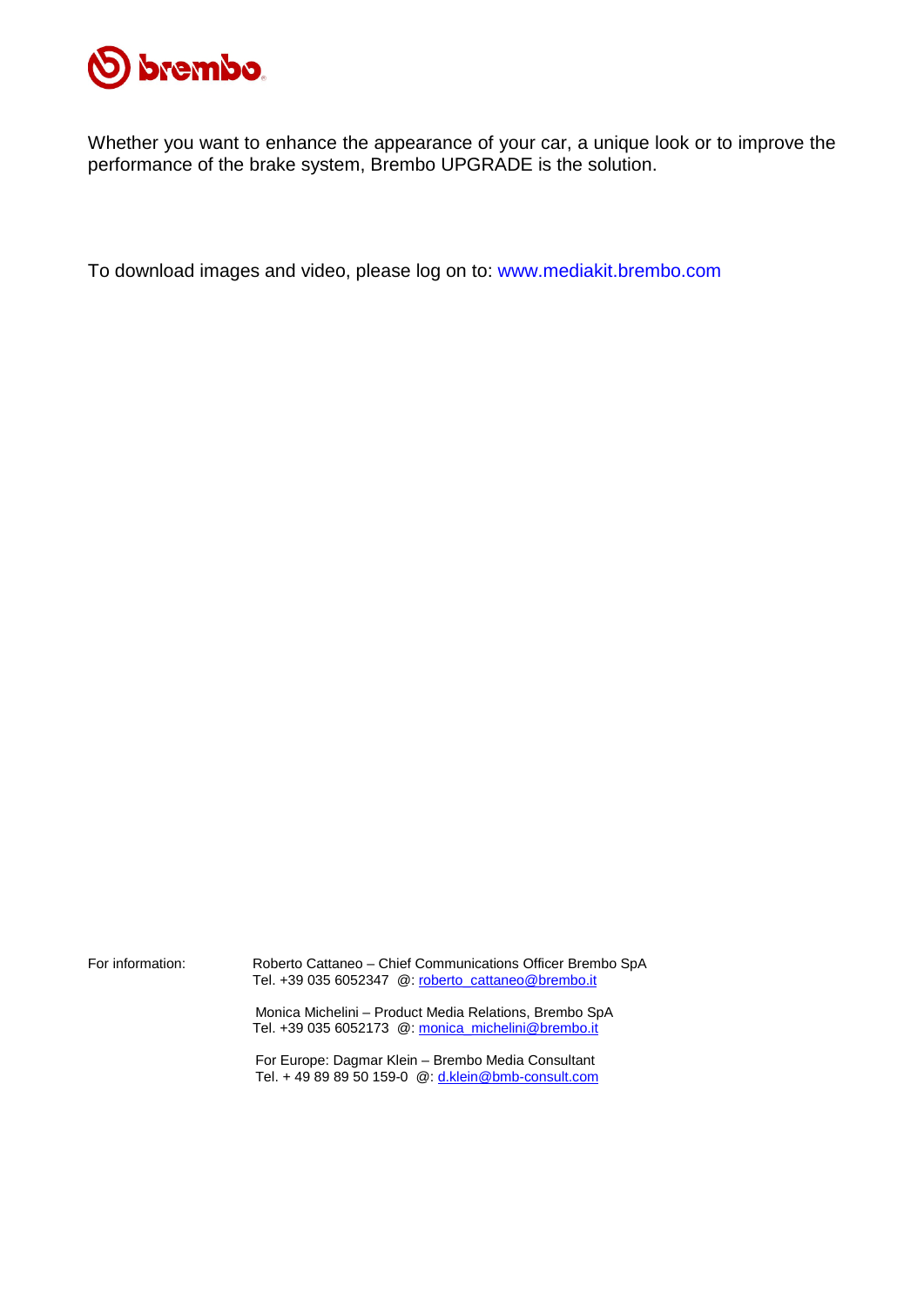Whether you want to enhance the appearance of your car, a unique look or to improve the performance of the brake system, Brembo UPGRADE is the solution.

To download images and video, please log on to: www.mediakit.brembo.com

For information:

Roberto Cattaneo – Chief Communications Officer Brembo SpA
Tel. +39 035 6052347 @: roberto_cattaneo@brembo.it

Monica Michelini – Product Media Relations, Brembo SpA
Tel. +39 035 6052173 @: monica_michelini@brembo.it

For Europe: Dagmar Klein – Brembo Media Consultant
Tel. + 49 89 89 50 159-0 @: d.klein@bmb-consult.com